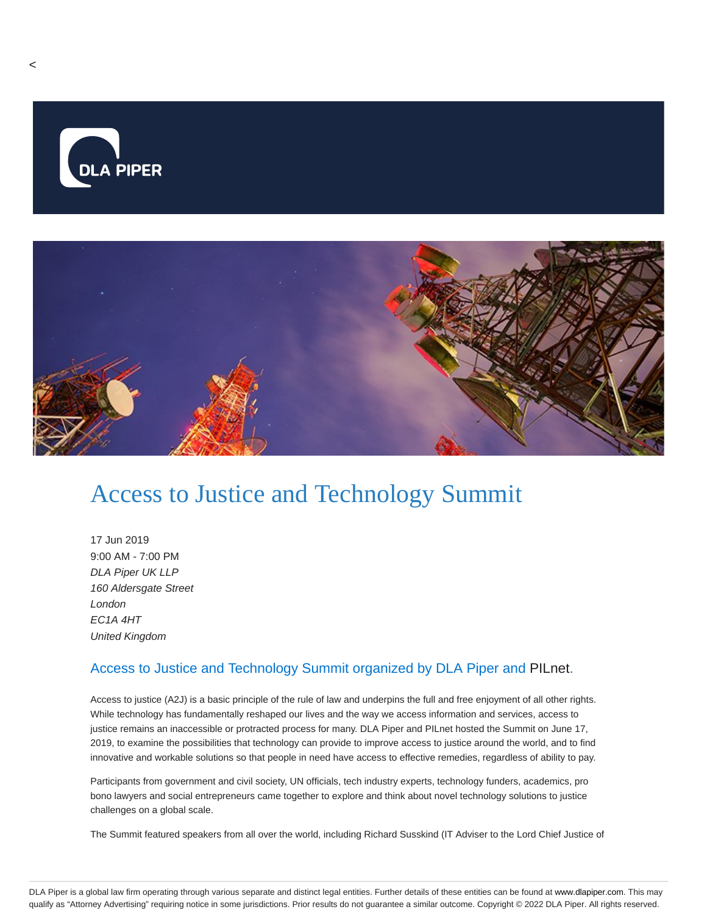<

# Access to Justice and Technology Summit

17 Jun 2019
9:00 AM - 7:00 PM
*DLA Piper UK LLP*
*160 Aldersgate Street*
*London*
*EC1A 4HT*
*United Kingdom*

## Access to Justice and Technology Summit organized by DLA Piper and PILnet.

Access to justice (A2J) is a basic principle of the rule of law and underpins the full and free enjoyment of all other rights. While technology has fundamentally reshaped our lives and the way we access information and services, access to justice remains an inaccessible or protracted process for many. DLA Piper and PILnet hosted the Summit on June 17, 2019, to examine the possibilities that technology can provide to improve access to justice around the world, and to find innovative and workable solutions so that people in need have access to effective remedies, regardless of ability to pay.

Participants from government and civil society, UN officials, tech industry experts, technology funders, academics, pro bono lawyers and social entrepreneurs came together to explore and think about novel technology solutions to justice challenges on a global scale.

The Summit featured speakers from all over the world, including Richard Susskind (IT Adviser to the Lord Chief Justice of

DLA Piper is a global law firm operating through various separate and distinct legal entities. Further details of these entities can be found at www.dlapiper.com. This may qualify as "Attorney Advertising" requiring notice in some jurisdictions. Prior results do not guarantee a similar outcome. Copyright © 2022 DLA Piper. All rights reserved.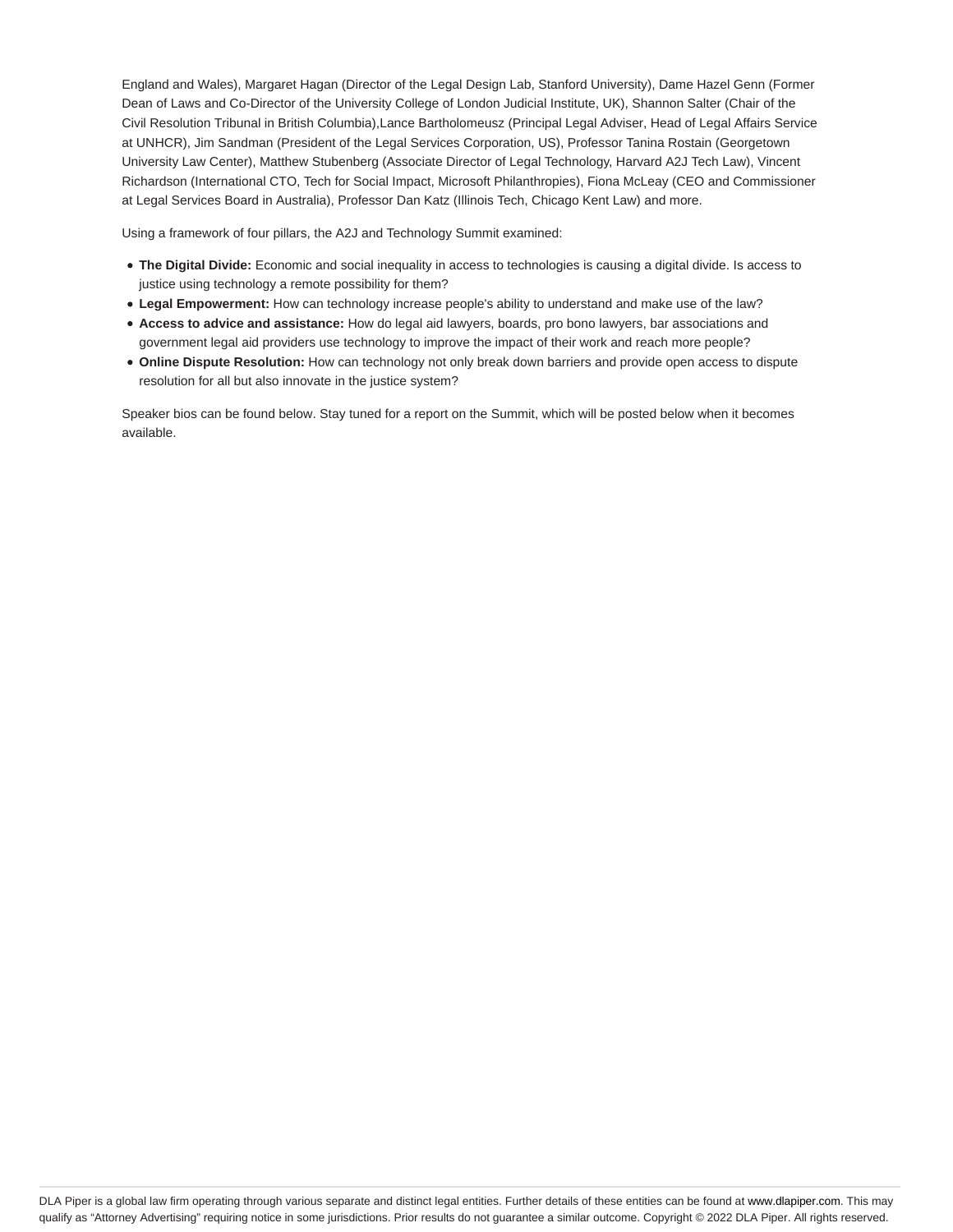England and Wales), Margaret Hagan (Director of the Legal Design Lab, Stanford University), Dame Hazel Genn (Former Dean of Laws and Co-Director of the University College of London Judicial Institute, UK), Shannon Salter (Chair of the Civil Resolution Tribunal in British Columbia),Lance Bartholomeusz (Principal Legal Adviser, Head of Legal Affairs Service at UNHCR), Jim Sandman (President of the Legal Services Corporation, US), Professor Tanina Rostain (Georgetown University Law Center), Matthew Stubenberg (Associate Director of Legal Technology, Harvard A2J Tech Law), Vincent Richardson (International CTO, Tech for Social Impact, Microsoft Philanthropies), Fiona McLeay (CEO and Commissioner at Legal Services Board in Australia), Professor Dan Katz (Illinois Tech, Chicago Kent Law) and more.

Using a framework of four pillars, the A2J and Technology Summit examined:

- **The Digital Divide:** Economic and social inequality in access to technologies is causing a digital divide. Is access to justice using technology a remote possibility for them?
- **Legal Empowerment:** How can technology increase people's ability to understand and make use of the law?
- **Access to advice and assistance:** How do legal aid lawyers, boards, pro bono lawyers, bar associations and government legal aid providers use technology to improve the impact of their work and reach more people?
- **Online Dispute Resolution:** How can technology not only break down barriers and provide open access to dispute resolution for all but also innovate in the justice system?

Speaker bios can be found below. Stay tuned for a report on the Summit, which will be posted below when it becomes available.

DLA Piper is a global law firm operating through various separate and distinct legal entities. Further details of these entities can be found at www.dlapiper.com. This may qualify as "Attorney Advertising" requiring notice in some jurisdictions. Prior results do not guarantee a similar outcome. Copyright © 2022 DLA Piper. All rights reserved.